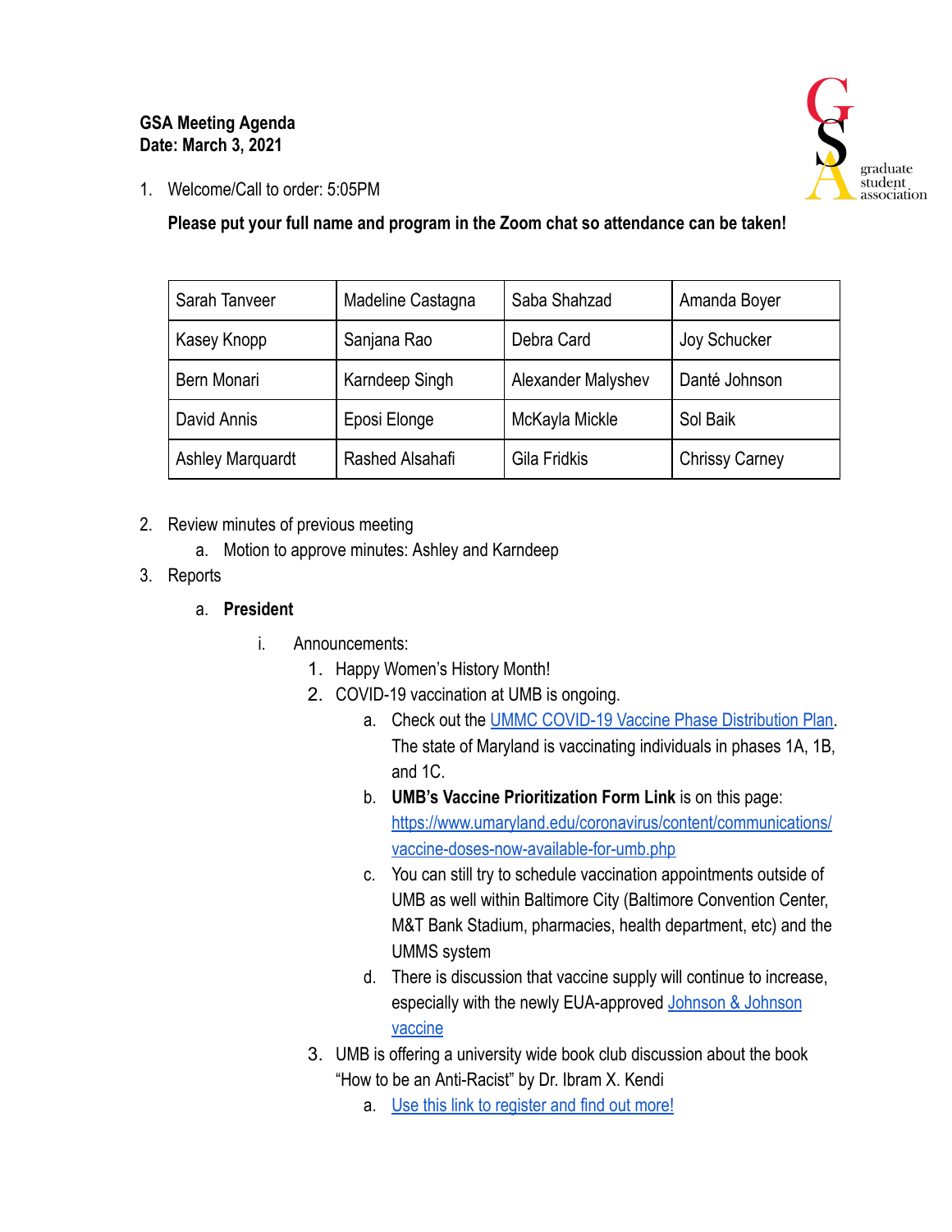**GSA Meeting Agenda**
**Date: March 3, 2021**

1. Welcome/Call to order: 5:05PM

   **Please put your full name and program in the Zoom chat so attendance can be taken!**

| Sarah Tanveer | Madeline Castagna | Saba Shahzad | Amanda Boyer |
|---|---|---|---|
| Kasey Knopp | Sanjana Rao | Debra Card | Joy Schucker |
| Bern Monari | Karndeep Singh | Alexander Malyshev | Danté Johnson |
| David Annis | Eposi Elonge | McKayla Mickle | Sol Baik |
| Ashley Marquardt | Rashed Alsahafi | Gila Fridkis | Chrissy Carney |

2. Review minutes of previous meeting
   a. Motion to approve minutes: Ashley and Karndeep
3. Reports
   a. **President**
      i. Announcements:
         1. Happy Women's History Month!
         2. COVID-19 vaccination at UMB is ongoing.
            a. Check out the UMMC COVID-19 Vaccine Phase Distribution Plan. The state of Maryland is vaccinating individuals in phases 1A, 1B, and 1C.
            b. **UMB's Vaccine Prioritization Form Link** is on this page: https://www.umaryland.edu/coronavirus/content/communications/vaccine-doses-now-available-for-umb.php
            c. You can still try to schedule vaccination appointments outside of UMB as well within Baltimore City (Baltimore Convention Center, M&T Bank Stadium, pharmacies, health department, etc) and the UMMS system
            d. There is discussion that vaccine supply will continue to increase, especially with the newly EUA-approved Johnson & Johnson vaccine
         3. UMB is offering a university wide book club discussion about the book "How to be an Anti-Racist" by Dr. Ibram X. Kendi
            a. Use this link to register and find out more!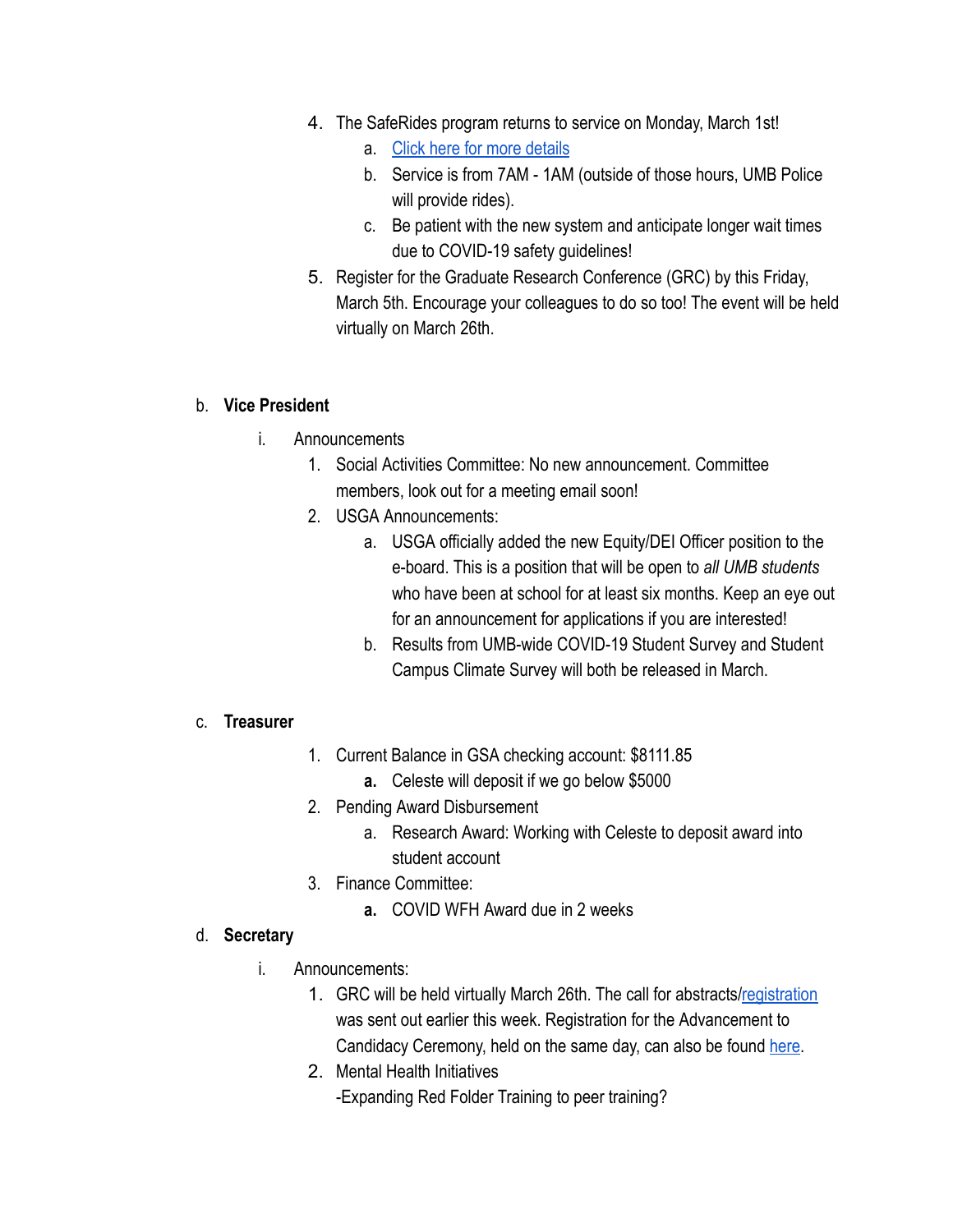4. The SafeRides program returns to service on Monday, March 1st!
    a. [Click here for more details]
    b. Service is from 7AM - 1AM (outside of those hours, UMB Police will provide rides).
    c. Be patient with the new system and anticipate longer wait times due to COVID-19 safety guidelines!
5. Register for the Graduate Research Conference (GRC) by this Friday, March 5th. Encourage your colleagues to do so too! The event will be held virtually on March 26th.

b. **Vice President**

   i. Announcements

   1. Social Activities Committee: No new announcement. Committee members, look out for a meeting email soon!
   2. USGA Announcements:
       a. USGA officially added the new Equity/DEI Officer position to the e-board. This is a position that will be open to *all UMB students* who have been at school for at least six months. Keep an eye out for an announcement for applications if you are interested!
       b. Results from UMB-wide COVID-19 Student Survey and Student Campus Climate Survey will both be released in March.

c. **Treasurer**

   1. Current Balance in GSA checking account: $8111.85
       **a.** Celeste will deposit if we go below $5000
   2. Pending Award Disbursement
       a. Research Award: Working with Celeste to deposit award into student account
   3. Finance Committee:
       **a.** COVID WFH Award due in 2 weeks

d. **Secretary**

   i. Announcements:

   1. GRC will be held virtually March 26th. The call for abstracts/registration was sent out earlier this week. Registration for the Advancement to Candidacy Ceremony, held on the same day, can also be found here.
   2. Mental Health Initiatives
       -Expanding Red Folder Training to peer training?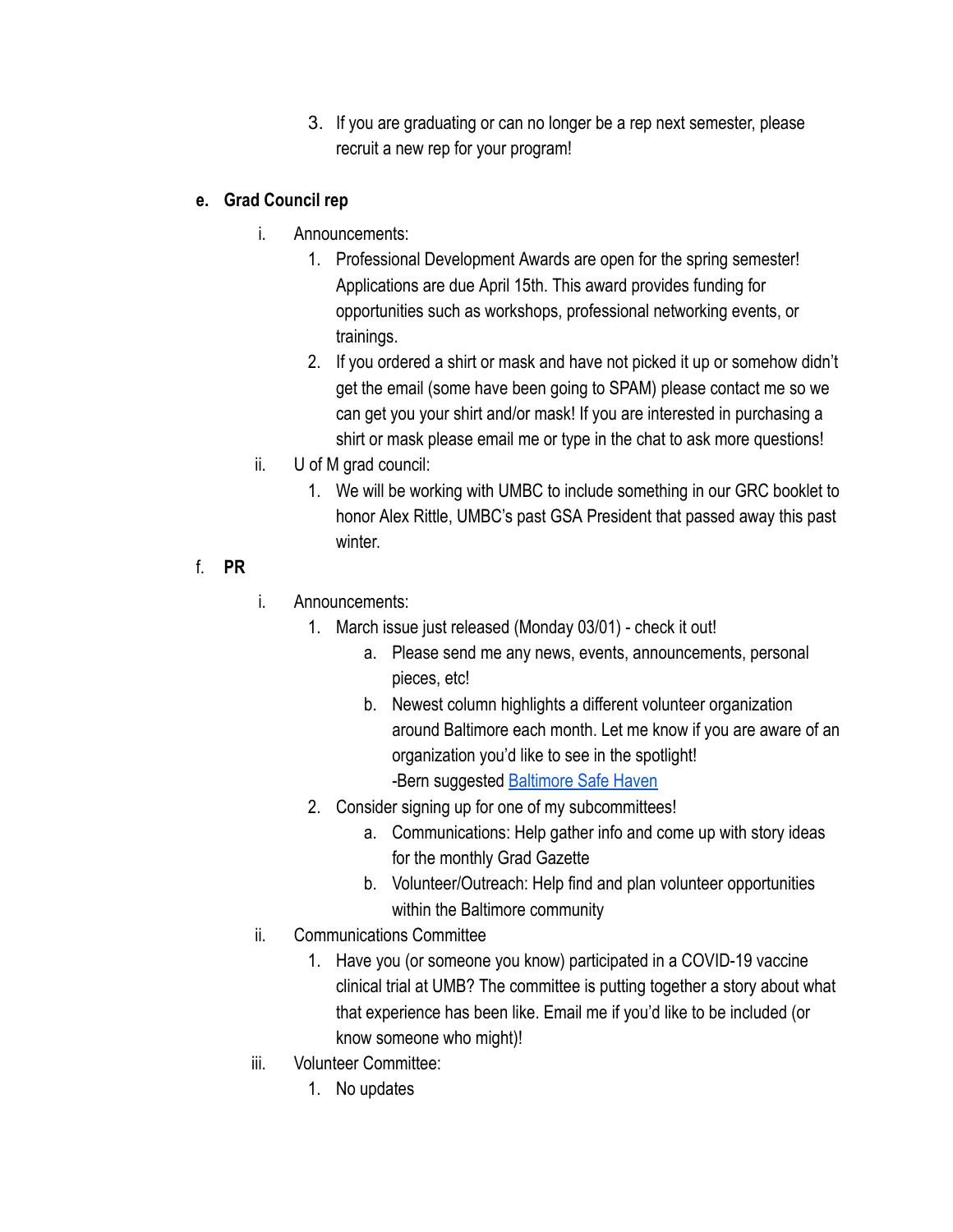3. If you are graduating or can no longer be a rep next semester, please recruit a new rep for your program!

e. **Grad Council rep**

   i. Announcements:

      1. Professional Development Awards are open for the spring semester! Applications are due April 15th. This award provides funding for opportunities such as workshops, professional networking events, or trainings.
      2. If you ordered a shirt or mask and have not picked it up or somehow didn't get the email (some have been going to SPAM) please contact me so we can get you your shirt and/or mask! If you are interested in purchasing a shirt or mask please email me or type in the chat to ask more questions!

   ii. U of M grad council:

      1. We will be working with UMBC to include something in our GRC booklet to honor Alex Rittle, UMBC's past GSA President that passed away this past winter.

f. **PR**

   i. Announcements:

      1. March issue just released (Monday 03/01) - check it out!
         a. Please send me any news, events, announcements, personal pieces, etc!
         b. Newest column highlights a different volunteer organization around Baltimore each month. Let me know if you are aware of an organization you'd like to see in the spotlight!
         -Bern suggested [Baltimore Safe Haven]
      2. Consider signing up for one of my subcommittees!
         a. Communications: Help gather info and come up with story ideas for the monthly Grad Gazette
         b. Volunteer/Outreach: Help find and plan volunteer opportunities within the Baltimore community

   ii. Communications Committee

      1. Have you (or someone you know) participated in a COVID-19 vaccine clinical trial at UMB? The committee is putting together a story about what that experience has been like. Email me if you'd like to be included (or know someone who might)!

   iii. Volunteer Committee:

      1. No updates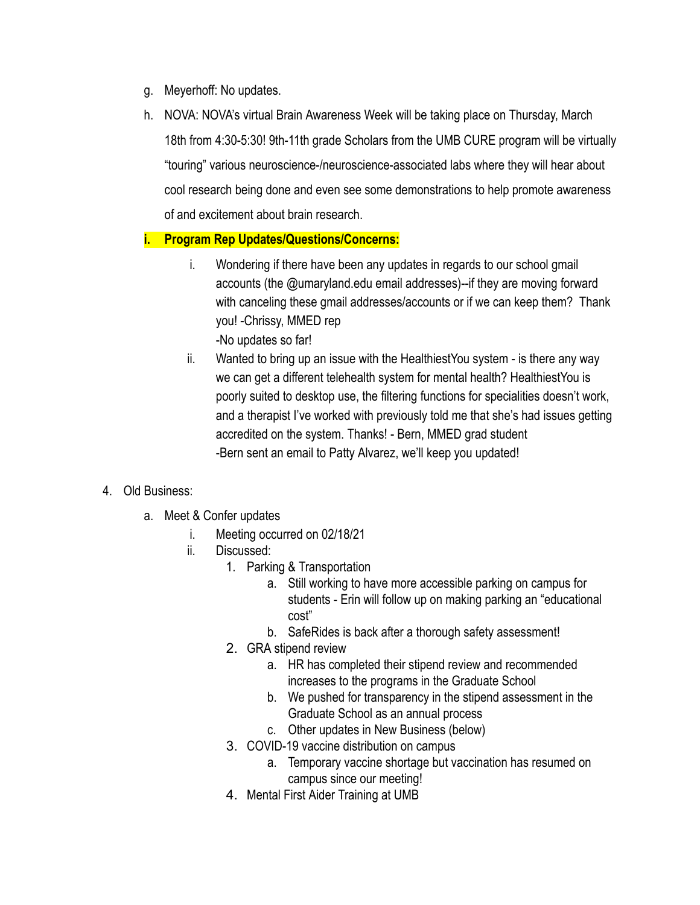g. Meyerhoff: No updates.

h. NOVA: NOVA's virtual Brain Awareness Week will be taking place on Thursday, March 18th from 4:30-5:30! 9th-11th grade Scholars from the UMB CURE program will be virtually "touring" various neuroscience-/neuroscience-associated labs where they will hear about cool research being done and even see some demonstrations to help promote awareness of and excitement about brain research.

i. **Program Rep Updates/Questions/Concerns:**

   i. Wondering if there have been any updates in regards to our school gmail accounts (the @umaryland.edu email addresses)--if they are moving forward with canceling these gmail addresses/accounts or if we can keep them? Thank you! -Chrissy, MMED rep
   -No updates so far!

   ii. Wanted to bring up an issue with the HealthiestYou system - is there any way we can get a different telehealth system for mental health? HealthiestYou is poorly suited to desktop use, the filtering functions for specialities doesn't work, and a therapist I've worked with previously told me that she's had issues getting accredited on the system. Thanks! - Bern, MMED grad student
   -Bern sent an email to Patty Alvarez, we'll keep you updated!

4. Old Business:

   a. Meet & Confer updates

      i. Meeting occurred on 02/18/21

      ii. Discussed:

         1. Parking & Transportation
            a. Still working to have more accessible parking on campus for students - Erin will follow up on making parking an "educational cost"
            b. SafeRides is back after a thorough safety assessment!

         2. GRA stipend review
            a. HR has completed their stipend review and recommended increases to the programs in the Graduate School
            b. We pushed for transparency in the stipend assessment in the Graduate School as an annual process
            c. Other updates in New Business (below)

         3. COVID-19 vaccine distribution on campus
            a. Temporary vaccine shortage but vaccination has resumed on campus since our meeting!

         4. Mental First Aider Training at UMB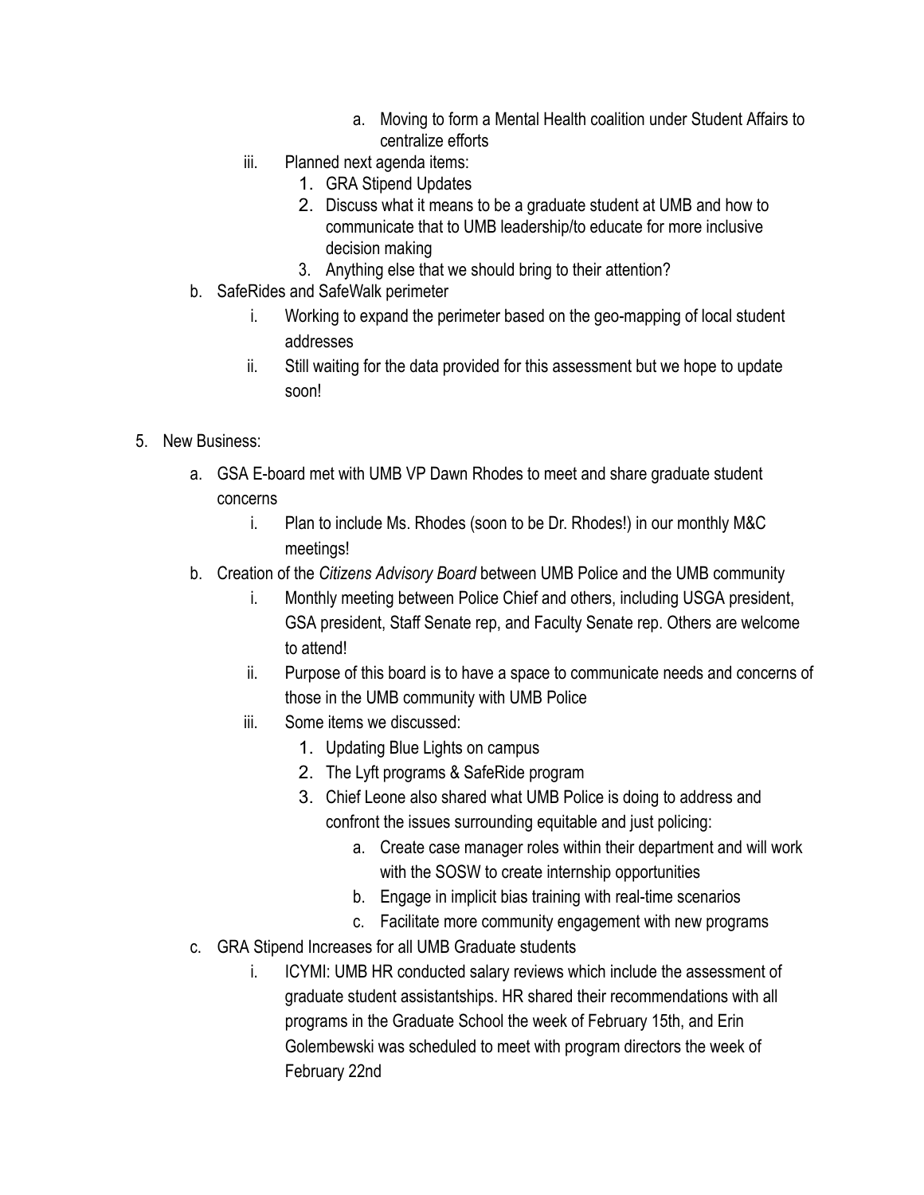a. Moving to form a Mental Health coalition under Student Affairs to centralize efforts
        iii. Planned next agenda items:
            1. GRA Stipend Updates
            2. Discuss what it means to be a graduate student at UMB and how to communicate that to UMB leadership/to educate for more inclusive decision making
            3. Anything else that we should bring to their attention?
    b. SafeRides and SafeWalk perimeter
        i. Working to expand the perimeter based on the geo-mapping of local student addresses
        ii. Still waiting for the data provided for this assessment but we hope to update soon!

5. New Business:
    a. GSA E-board met with UMB VP Dawn Rhodes to meet and share graduate student concerns
        i. Plan to include Ms. Rhodes (soon to be Dr. Rhodes!) in our monthly M&C meetings!
    b. Creation of the *Citizens Advisory Board* between UMB Police and the UMB community
        i. Monthly meeting between Police Chief and others, including USGA president, GSA president, Staff Senate rep, and Faculty Senate rep. Others are welcome to attend!
        ii. Purpose of this board is to have a space to communicate needs and concerns of those in the UMB community with UMB Police
        iii. Some items we discussed:
            1. Updating Blue Lights on campus
            2. The Lyft programs & SafeRide program
            3. Chief Leone also shared what UMB Police is doing to address and confront the issues surrounding equitable and just policing:
                a. Create case manager roles within their department and will work with the SOSW to create internship opportunities
                b. Engage in implicit bias training with real-time scenarios
                c. Facilitate more community engagement with new programs
    c. GRA Stipend Increases for all UMB Graduate students
        i. ICYMI: UMB HR conducted salary reviews which include the assessment of graduate student assistantships. HR shared their recommendations with all programs in the Graduate School the week of February 15th, and Erin Golembewski was scheduled to meet with program directors the week of February 22nd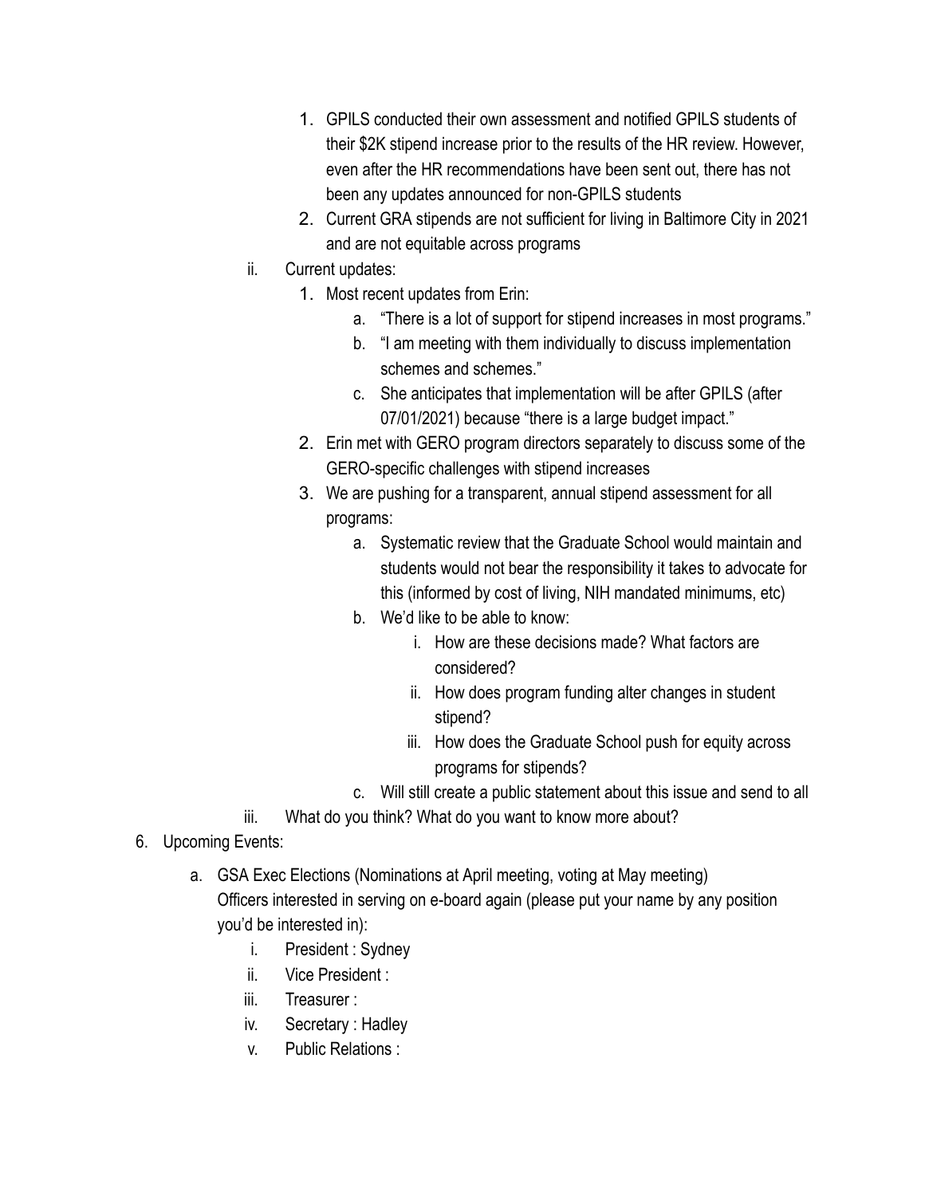1. GPILS conducted their own assessment and notified GPILS students of their $2K stipend increase prior to the results of the HR review. However, even after the HR recommendations have been sent out, there has not been any updates announced for non-GPILS students
            2. Current GRA stipends are not sufficient for living in Baltimore City in 2021 and are not equitable across programs
        - ii. Current updates:
            1. Most recent updates from Erin:
                - a. "There is a lot of support for stipend increases in most programs."
                - b. "I am meeting with them individually to discuss implementation schemes and schemes."
                - c. She anticipates that implementation will be after GPILS (after 07/01/2021) because "there is a large budget impact."
            2. Erin met with GERO program directors separately to discuss some of the GERO-specific challenges with stipend increases
            3. We are pushing for a transparent, annual stipend assessment for all programs:
                - a. Systematic review that the Graduate School would maintain and students would not bear the responsibility it takes to advocate for this (informed by cost of living, NIH mandated minimums, etc)
                - b. We'd like to be able to know:
                    - i. How are these decisions made? What factors are considered?
                    - ii. How does program funding alter changes in student stipend?
                    - iii. How does the Graduate School push for equity across programs for stipends?
                - c. Will still create a public statement about this issue and send to all
        - iii. What do you think? What do you want to know more about?

6. Upcoming Events:
    - a. GSA Exec Elections (Nominations at April meeting, voting at May meeting)
      Officers interested in serving on e-board again (please put your name by any position you'd be interested in):
        - i. President : Sydney
        - ii. Vice President :
        - iii. Treasurer :
        - iv. Secretary : Hadley
        - v. Public Relations :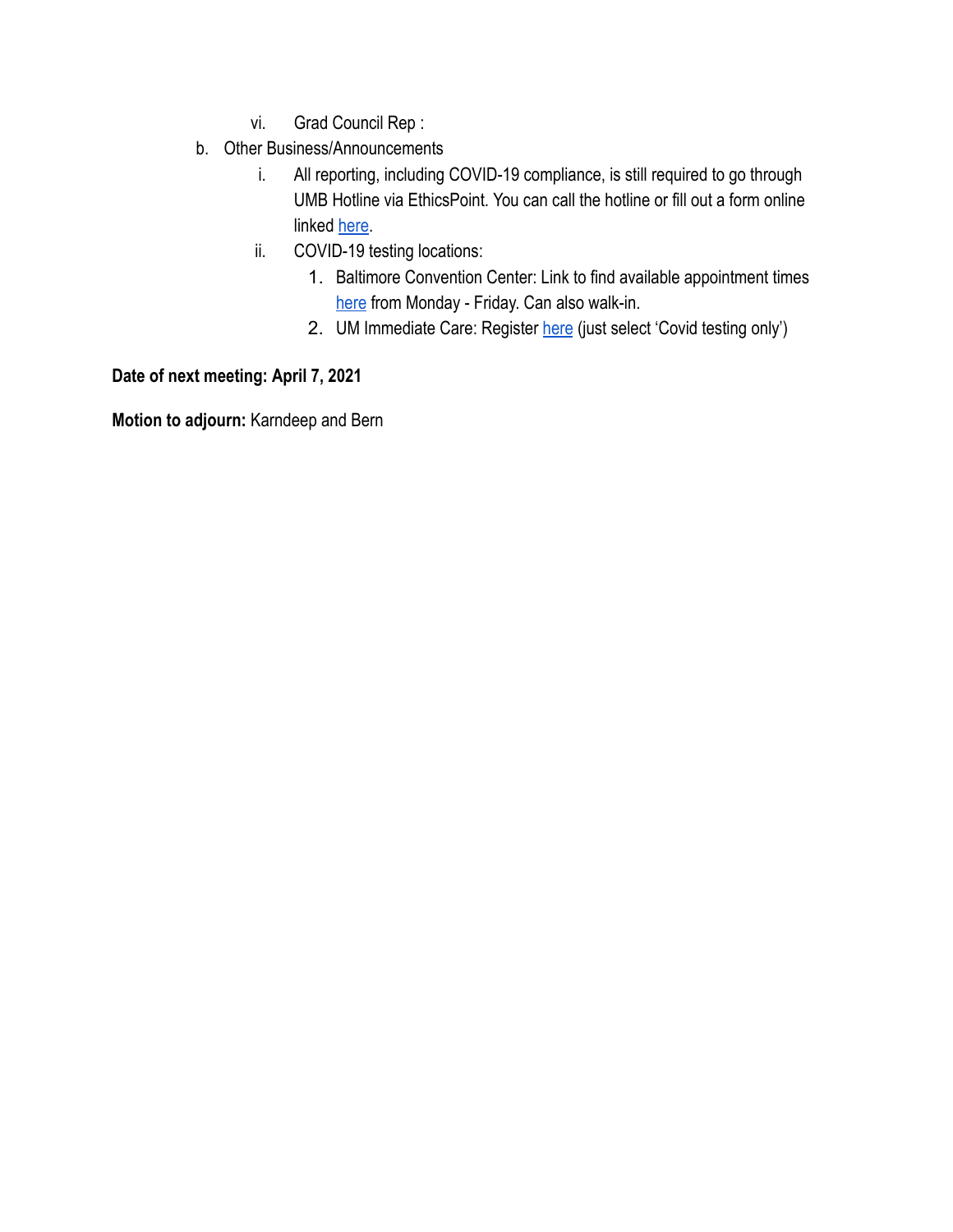vi. Grad Council Rep :

b. Other Business/Announcements

   i. All reporting, including COVID-19 compliance, is still required to go through UMB Hotline via EthicsPoint. You can call the hotline or fill out a form online linked here.

   ii. COVID-19 testing locations:

      1. Baltimore Convention Center: Link to find available appointment times here from Monday - Friday. Can also walk-in.
      2. UM Immediate Care: Register here (just select 'Covid testing only')

**Date of next meeting: April 7, 2021**

**Motion to adjourn:** Karndeep and Bern